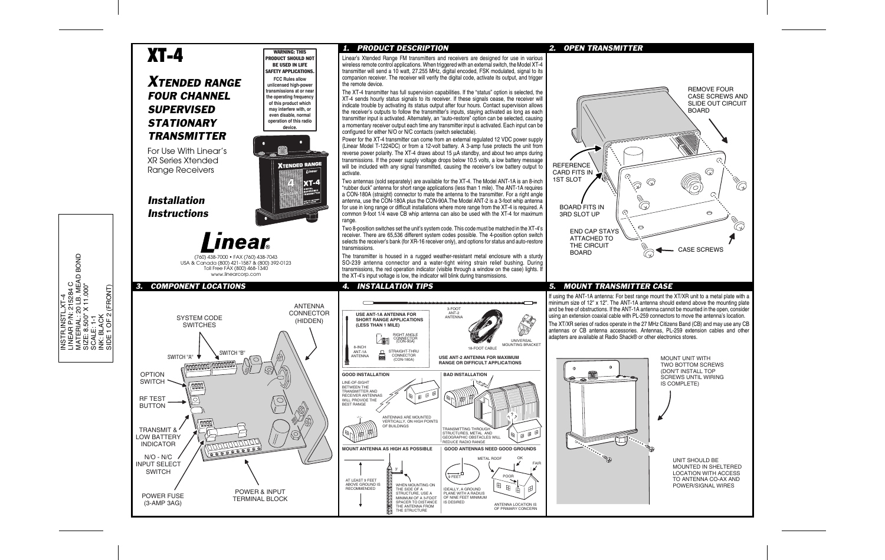# XT-4

## *XTENDED RANGE FOUR CHANNEL SUPERVISED STATIONARY TRANSMITTER*

For Use With Linear's XR Series Xtended Range Receivers

## *Installation Instructions*

**WARNING: THIS PRODUCT SHOULD NOT BE USED IN LIFE SAFETY APPLICATIONS.**

**FCC Rules allow unlicensed high-power transmissions at or near the operating frequency of this product which may interfere with, or even disable, normal operation of this radio device.**

**Linear®**

(760) 438-7000 • FAX (760) 438-7043
USA & Canada (800) 421-1587 & (800) 392-0123
Toll Free FAX (800) 468-1340
www.linearcorp.com

INSTR,INSTL,XT-4
LINEAR P/N: 215284 C
MATERIAL: 20 LB. MEAD BOND
SIZE: 8.500" X 11.000"
SCALE: 1-1
INK: BLACK
SIDE 1 OF 2 (FRONT)

## 1. PRODUCT DESCRIPTION

Linear's Xtended Range FM transmitters and receivers are designed for use in various wireless remote control applications. When triggered with an external switch, the Model XT-4 transmitter will send a 10 watt, 27.255 MHz, digital encoded, FSK modulated, signal to its companion receiver. The receiver will verify the digital code, activate its output, and trigger the remote device.

The XT-4 transmitter has full supervision capabilities. If the "status" option is selected, the XT-4 sends hourly status signals to its receiver. If these signals cease, the receiver will indicate trouble by activating its status output after four hours. Contact supervision allows the receiver's outputs to follow the transmitter's inputs, staying activated as long as each transmitter input is activated. Alternately, an "auto-restore" option can be selected, causing a momentary receiver output each time any transmitter input is activated. Each input can be configured for either N/O or N/C contacts (switch selectable).

Power for the XT-4 transmitter can come from an external regulated 12 VDC power supply (Linear Model T-1224DC) or from a 12-volt battery. A 3-amp fuse protects the unit from reverse power polarity. The XT-4 draws about 15 µA standby, and about two amps during transmissions. If the power supply voltage drops below 10.5 volts, a low battery message will be included with any signal transmitted, causing the receiver's low battery output to activate.

Two antennas (sold separately) are available for the XT-4. The Model ANT-1A is an 8-inch "rubber duck" antenna for short range applications (less than 1 mile). The ANT-1A requires a CON-180A (straight) connector to mate the antenna to the transmitter. For a right angle antenna, use the CON-180A plus the CON-90A. The Model ANT-2 is a 3-foot whip antenna for use in long range or difficult installations where more range from the XT-4 is required. A common 9-foot 1/4 wave CB whip antenna can also be used with the XT-4 for maximum range.

Two 8-position switches set the unit's system code. This code must be matched in the XT-4's receiver. There are 65,536 different system codes possible. The 4-position option switch selects the receiver's bank (for XR-16 receiver only), and options for status and auto-restore transmissions.

The transmitter is housed in a rugged weather-resistant metal enclosure with a sturdy SO-239 antenna connector and a water-tight wiring strain relief bushing. During transmissions, the red operation indicator (visible through a window on the case) lights. If the XT-4's input voltage is low, the indicator will blink during transmissions.

## 2. OPEN TRANSMITTER

- REMOVE FOUR CASE SCREWS AND SLIDE OUT CIRCUIT BOARD
- REFERENCE CARD FITS IN 1ST SLOT
- BOARD FITS IN 3RD SLOT UP
- END CAP STAYS ATTACHED TO THE CIRCUIT BOARD
- CASE SCREWS

## 3. COMPONENT LOCATIONS

- SYSTEM CODE SWITCHES
- SWITCH "A"
- SWITCH "B"
- ANTENNA CONNECTOR (HIDDEN)
- OPTION SWITCH
- RF TEST BUTTON
- TRANSMIT & LOW BATTERY INDICATOR
- N/O - N/C INPUT SELECT SWITCH
- POWER FUSE (3-AMP 3AG)
- POWER & INPUT TERMINAL BLOCK

## 4. INSTALLATION TIPS

**USE ANT-1A ANTENNA FOR SHORT RANGE APPLICATIONS (LESS THAN 1 MILE)**

- 8-INCH ANT-1A ANTENNA
- RIGHT ANGLE CONNECTOR (CON-90A)
- STRAIGHT-THRU CONNECTOR (CON-180A)

**USE ANT-2 ANTENNA FOR MAXIMUM RANGE OR DIFFICULT APPLICATIONS**

- 3-FOOT ANT-2 ANTENNA
- 18-FOOT CABLE
- UNIVERSAL MOUNTING BRACKET

**GOOD INSTALLATION**

LINE-OF-SIGHT BETWEEN THE TRANSMITTER AND RECEIVER ANTENNAS WILL PROVIDE THE BEST RANGE

ANTENNAS ARE MOUNTED VERTICALLY, ON HIGH POINTS OF BUILDINGS

**BAD INSTALLATION**

TRANSMITTING THROUGH STRUCTURES, METAL AND GEOGRAPHIC OBSTACLES WILL REDUCE RADIO RANGE

**MOUNT ANTENNA AS HIGH AS POSSIBLE**

AT LEAST 9 FEET ABOVE GROUND IS RECOMMENDED

WHEN MOUNTING ON THE SIDE OF A STRUCTURE, USE A MINIMUM OF A 3-FOOT SPACER TO DISTANCE THE ANTENNA FROM THE STRUCTURE

**GOOD ANTENNAS NEED GOOD GROUNDS**

9 FEET

IDEALLY, A GROUND PLANE WITH A RADIUS OF NINE FEET MINIMUM IS DESIRED

METAL ROOF — OK — FAIR — POOR

ANTENNA LOCATION IS OF PRIMARY CONCERN

## 5. MOUNT TRANSMITTER CASE

If using the ANT-1A antenna: For best range mount the XT/XR unit to a metal plate with a minimum size of 12" x 12". The ANT-1A antenna should extend above the mounting plate and be free of obstructions. If the ANT-1A antenna cannot be mounted in the open, consider using an extension coaxial cable with PL-259 connectors to move the antenna's location.

The XT/XR series of radios operate in the 27 MHz Citizens Band (CB) and may use any CB antennas or CB antenna accessories. Antennas, PL-259 extension cables and other adapters are available at Radio Shack® or other electronics stores.

- MOUNT UNIT WITH TWO BOTTOM SCREWS (DON'T INSTALL TOP SCREWS UNTIL WIRING IS COMPLETE)
- UNIT SHOULD BE MOUNTED IN SHELTERED LOCATION WITH ACCESS TO ANTENNA CO-AX AND POWER/SIGNAL WIRES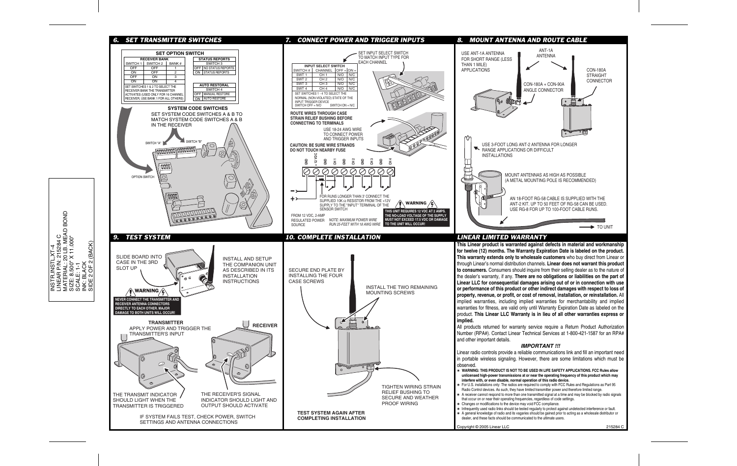INSTR,INSTL,XT-4
LINEAR P/N: 215284 C
MATERIAL: 20 LB. MEAD BOND
SIZE: 8.500" X 11.000"
SCALE: 1-1
INK: BLACK
SIDE 2 OF 2 (BACK)

## 6. SET TRANSMITTER SWITCHES

**SET OPTION SWITCH**

| RECEIVER BANK | | |
|---|---|---|
| SWITCH 1 | SWITCH 2 | BANK # |
| OFF | OFF | 1 |
| ON | OFF | 2 |
| OFF | ON | 3 |
| ON | ON | 4 |

SET SWITCHES 1 & 2 TO SELECT THE RECEIVER BANK THE TRANSMITTER ACTIVATES (USED ONLY FOR 16 CHANNEL RECEIVER, USE BANK 1 FOR ALL OTHERS)

| STATUS REPORTS | |
|---|---|
| SWITCH 3 | |
| OFF | NO STATUS REPORTS |
| ON | STATUS REPORTS |

| AUTO RESTORAL | |
|---|---|
| SWITCH 4 | |
| OFF | MANUAL RESTORE |
| ON | AUTO RESTORE |

**SYSTEM CODE SWITCHES**

SET SYSTEM CODE SWITCHES A & B TO MATCH SYSTEM CODE SWITCHES A & B IN THE RECEIVER

SWITCH "A"

SWITCH "B"

OPTION SWITCH

## 7. CONNECT POWER AND TRIGGER INPUTS

SET INPUT SELECT SWITCH TO MATCH INPUT TYPE FOR EACH CHANNEL

| INPUT SELECT SWITCH | | | |
|---|---|---|---|
| SWITCH # | CHANNEL | OFF = | ON = |
| SWT 1 | CH 1 | N/O | N/C |
| SWT 2 | CH 2 | N/O | N/C |
| SWT 3 | CH 3 | N/O | N/C |
| SWT 4 | CH 4 | N/O | N/C |

SET SWITCHES 1 - 4 TO SELECT THE NORMAL (NON-VIOLATED) STATE OF THE INPUT TRIGGER DEVICE
SWITCH OFF = N/O SWITCH ON = N/C

**ROUTE WIRES THROUGH CASE STRAIN RELIEF BUSHING BEFORE CONNECTING TO TERMINALS**

USE 18-24 AWG WIRE TO CONNECT POWER AND TRIGGER INPUTS

**CAUTION: BE SURE WIRE STRANDS DO NOT TOUCH NEARBY FUSE**

GND +12 VDC GND CH 1 GND CH 2 GND CH 3 GND CH 4

FOR RUNS LONGER THAN 3' CONNECT THE SUPPLIED 10K Ω RESISTOR FROM THE +12V SUPPLY TO THE "INPUT" TERMINAL OF THE SENSOR SWITCH

FROM 12 VDC, 2-AMP REGULATED POWER SOURCE

*NOTE: MAXIMUM POWER WIRE RUN 25-FEET WITH 18 AWG WIRE*

**WARNING**

**THIS UNIT REQUIRES 12 VDC AT 2 AMPS. THE NO-LOAD VOLTAGE OF THE SUPPLY MUST NOT EXCEED 17.5 VDC OR DAMAGE TO THE UNIT WILL OCCUR!**

## 8. MOUNT ANTENNA AND ROUTE CABLE

USE ANT-1A ANTENNA FOR SHORT RANGE (LESS THAN 1 MILE) APPLICATIONS

ANT-1A ANTENNA

CON-180A + CON-90A ANGLE CONNECTOR

CON-180A STRAIGHT CONNECTOR

USE 3-FOOT LONG ANT-2 ANTENNA FOR LONGER RANGE APPLICATIONS OR DIFFICULT INSTALLATIONS

MOUNT ANTENNAS AS HIGH AS POSSIBLE (A METAL MOUNTING POLE IS RECOMMENDED)

AN 18-FOOT RG-58 CABLE IS SUPPLIED WITH THE ANT-2 KIT. UP TO 50 FEET OF RG-58 CAN BE USED. USE RG-8 FOR UP TO 100-FOOT CABLE RUNS.

TO UNIT

## 9. TEST SYSTEM

SLIDE BOARD INTO CASE IN THE 3RD SLOT UP

INSTALL AND SETUP THE COMPANION UNIT AS DESCRIBED IN ITS INSTALLATION INSTRUCTIONS

**WARNING**

**NEVER CONNECT THE TRANSMITTER AND RECEIVER ANTENNA CONNECTORS DIRECTLY TO EACH OTHER. MAJOR DAMAGE TO BOTH UNITS WILL OCCUR!**

**TRANSMITTER**
APPLY POWER AND TRIGGER THE TRANSMITTER'S INPUT

**RECEIVER**

THE TRANSMIT INDICATOR SHOULD LIGHT WHEN THE TRANSMITTER IS TRIGGERED

THE RECEIVER'S SIGNAL INDICATOR SHOULD LIGHT AND OUTPUT SHOULD ACTIVATE

IF SYSTEM FAILS TEST, CHECK POWER, SWITCH SETTINGS AND ANTENNA CONNECTIONS

## 10. COMPLETE INSTALLATION

SECURE END PLATE BY INSTALLING THE FOUR CASE SCREWS

INSTALL THE TWO REMAINING MOUNTING SCREWS

TIGHTEN WIRING STRAIN RELIEF BUSHING TO SECURE AND WEATHER PROOF WIRING

**TEST SYSTEM AGAIN AFTER COMPLETING INSTALLATION**

## LINEAR LIMITED WARRANTY

**This Linear product is warranted against defects in material and workmanship for twelve (12) months. The Warranty Expiration Date is labeled on the product. This warranty extends only to wholesale customers** who buy direct from Linear or through Linear's normal distribution channels. **Linear does not warrant this product to consumers.** Consumers should inquire from their selling dealer as to the nature of the dealer's warranty, if any. **There are no obligations or liabilities on the part of Linear LLC for consequential damages arising out of or in connection with use or performance of this product or other indirect damages with respect to loss of property, revenue, or profit, or cost of removal, installation, or reinstallation.** All implied warranties, including implied warranties for merchantability and implied warranties for fitness, are valid only until Warranty Expiration Date as labeled on the product. **This Linear LLC Warranty is in lieu of all other warranties express or implied.**

All products returned for warranty service require a Return Product Authorization Number (RPA#). Contact Linear Technical Services at 1-800-421-1587 for an RPA# and other important details.

### *IMPORTANT !!!*

Linear radio controls provide a reliable communications link and fill an important need in portable wireless signaling. However, there are some limitations which must be observed.

* **WARNING: THIS PRODUCT IS NOT TO BE USED IN LIFE SAFETY APPLICATIONS. FCC Rules allow unlicensed high-power transmissions at or near the operating frequency of this product which may interfere with, or even disable, normal operation of this radio device.**
* For U.S. installations only: The radios are required to comply with FCC Rules and Regulations as Part 95 Radio Control devices. As such, they have limited transmitter power and therefore limited range.
* A receiver cannot respond to more than one transmitted signal at a time and may be blocked by radio signals that occur on or near their operating frequencies, regardless of code settings.
* Changes or modifications to the device may void FCC compliance.
* Infrequently used radio links should be tested regularly to protect against undetected interference or fault.
* A general knowledge of radio and its vagaries should be gained prior to acting as a wholesale distributor or dealer, and these facts should be communicated to the ultimate users.

Copyright © 2005 Linear LLC 215284 C